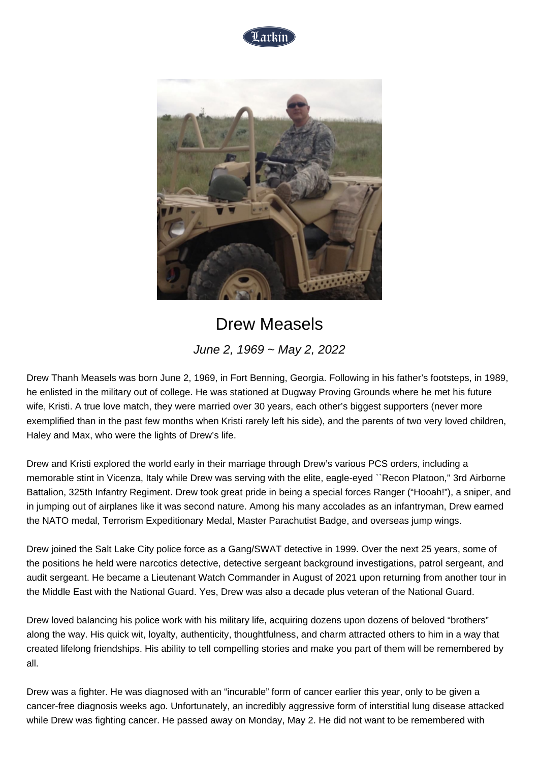Larkin

# Drew Measels

*June 2, 1969 ~ May 2, 2022*

Drew Thanh Measels was born June 2, 1969, in Fort Benning, Georgia. Following in his father's footsteps, in 1989, he enlisted in the military out of college. He was stationed at Dugway Proving Grounds where he met his future wife, Kristi. A true love match, they were married over 30 years, each other's biggest supporters (never more exemplified than in the past few months when Kristi rarely left his side), and the parents of two very loved children, Haley and Max, who were the lights of Drew's life.

Drew and Kristi explored the world early in their marriage through Drew's various PCS orders, including a memorable stint in Vicenza, Italy while Drew was serving with the elite, eagle-eyed ``Recon Platoon," 3rd Airborne Battalion, 325th Infantry Regiment. Drew took great pride in being a special forces Ranger ("Hooah!"), a sniper, and in jumping out of airplanes like it was second nature. Among his many accolades as an infantryman, Drew earned the NATO medal, Terrorism Expeditionary Medal, Master Parachutist Badge, and overseas jump wings.

Drew joined the Salt Lake City police force as a Gang/SWAT detective in 1999. Over the next 25 years, some of the positions he held were narcotics detective, detective sergeant background investigations, patrol sergeant, and audit sergeant. He became a Lieutenant Watch Commander in August of 2021 upon returning from another tour in the Middle East with the National Guard. Yes, Drew was also a decade plus veteran of the National Guard.

Drew loved balancing his police work with his military life, acquiring dozens upon dozens of beloved "brothers" along the way. His quick wit, loyalty, authenticity, thoughtfulness, and charm attracted others to him in a way that created lifelong friendships. His ability to tell compelling stories and make you part of them will be remembered by all.

Drew was a fighter. He was diagnosed with an "incurable" form of cancer earlier this year, only to be given a cancer-free diagnosis weeks ago. Unfortunately, an incredibly aggressive form of interstitial lung disease attacked while Drew was fighting cancer. He passed away on Monday, May 2. He did not want to be remembered with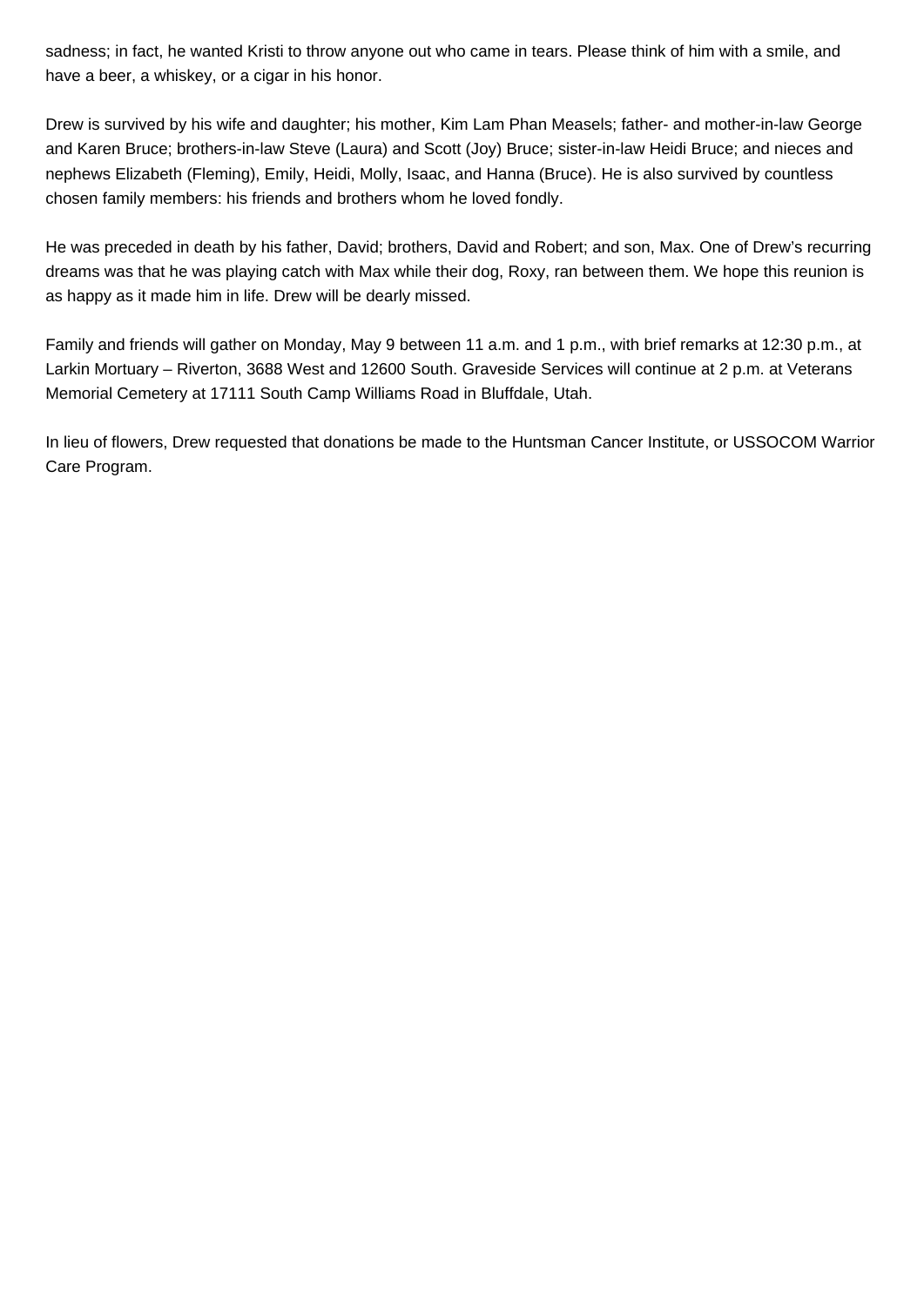sadness; in fact, he wanted Kristi to throw anyone out who came in tears. Please think of him with a smile, and have a beer, a whiskey, or a cigar in his honor.

Drew is survived by his wife and daughter; his mother, Kim Lam Phan Measels; father- and mother-in-law George and Karen Bruce; brothers-in-law Steve (Laura) and Scott (Joy) Bruce; sister-in-law Heidi Bruce; and nieces and nephews Elizabeth (Fleming), Emily, Heidi, Molly, Isaac, and Hanna (Bruce). He is also survived by countless chosen family members: his friends and brothers whom he loved fondly.

He was preceded in death by his father, David; brothers, David and Robert; and son, Max. One of Drew's recurring dreams was that he was playing catch with Max while their dog, Roxy, ran between them. We hope this reunion is as happy as it made him in life. Drew will be dearly missed.

Family and friends will gather on Monday, May 9 between 11 a.m. and 1 p.m., with brief remarks at 12:30 p.m., at Larkin Mortuary – Riverton, 3688 West and 12600 South. Graveside Services will continue at 2 p.m. at Veterans Memorial Cemetery at 17111 South Camp Williams Road in Bluffdale, Utah.

In lieu of flowers, Drew requested that donations be made to the Huntsman Cancer Institute, or USSOCOM Warrior Care Program.